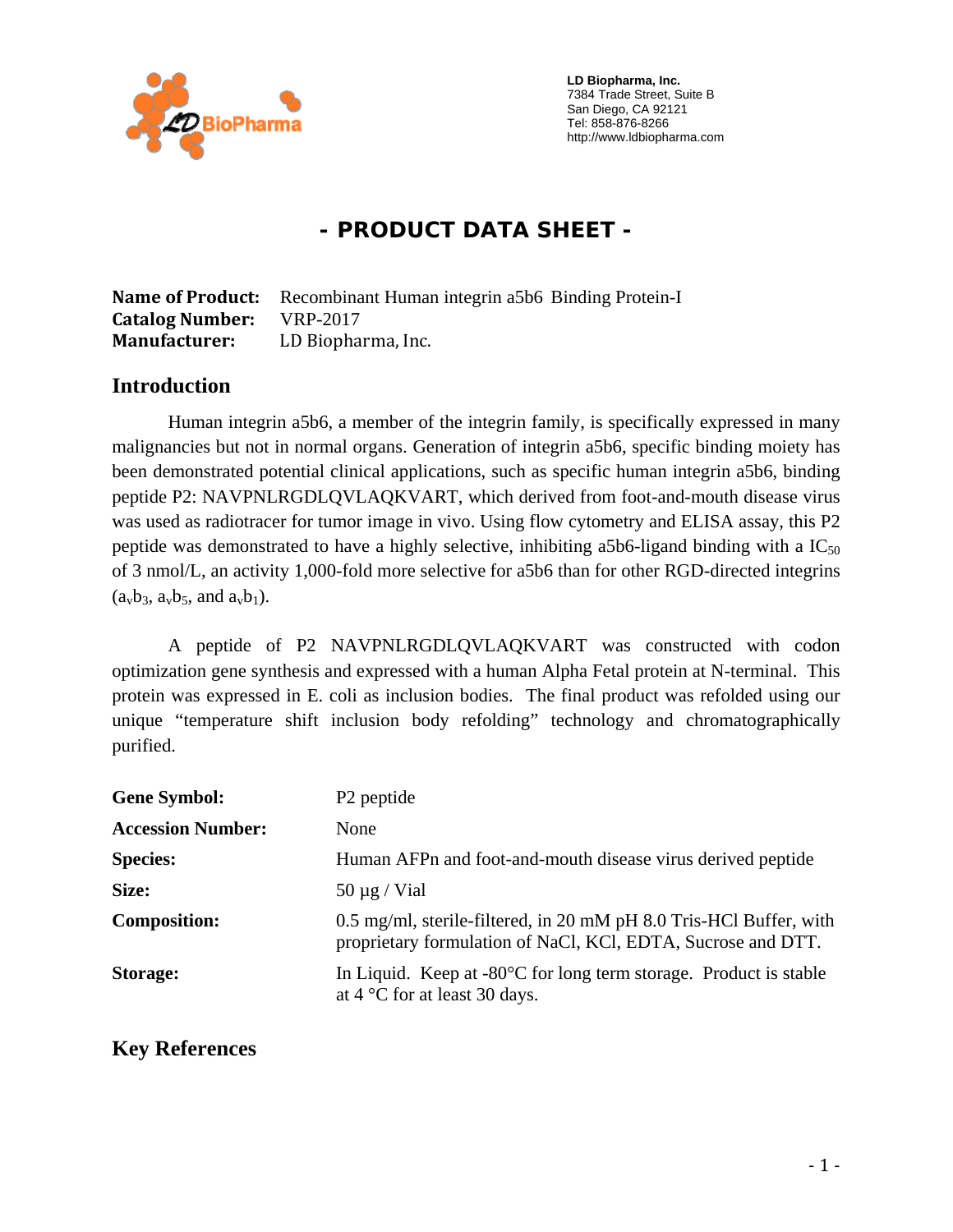LD Biopharma, Inc.
7384 Trade Street, Suite B
San Diego, CA 92121
Tel: 858-876-8266
http://www.ldbiopharma.com

# - PRODUCT DATA SHEET -

**Name of Product:** Recombinant Human integrin a5b6 Binding Protein-I
**Catalog Number:** VRP-2017
**Manufacturer:** LD Biopharma, Inc.

## Introduction

Human integrin a5b6, a member of the integrin family, is specifically expressed in many malignancies but not in normal organs. Generation of integrin a5b6, specific binding moiety has been demonstrated potential clinical applications, such as specific human integrin a5b6, binding peptide P2: NAVPNLRGDLQVLAQKVART, which derived from foot-and-mouth disease virus was used as radiotracer for tumor image in vivo. Using flow cytometry and ELISA assay, this P2 peptide was demonstrated to have a highly selective, inhibiting a5b6-ligand binding with a $IC_{50}$ of 3 nmol/L, an activity 1,000-fold more selective for a5b6 than for other RGD-directed integrins ($a_vb_3$, $a_vb_5$, and $a_vb_1$).

A peptide of P2 NAVPNLRGDLQVLAQKVART was constructed with codon optimization gene synthesis and expressed with a human Alpha Fetal protein at N-terminal. This protein was expressed in E. coli as inclusion bodies. The final product was refolded using our unique "temperature shift inclusion body refolding" technology and chromatographically purified.

| | |
|---|---|
| **Gene Symbol:** | P2 peptide |
| **Accession Number:** | None |
| **Species:** | Human AFPn and foot-and-mouth disease virus derived peptide |
| **Size:** | 50 µg / Vial |
| **Composition:** | 0.5 mg/ml, sterile-filtered, in 20 mM pH 8.0 Tris-HCl Buffer, with proprietary formulation of NaCl, KCl, EDTA, Sucrose and DTT. |
| **Storage:** | In Liquid. Keep at -80°C for long term storage. Product is stable at 4 °C for at least 30 days. |

## Key References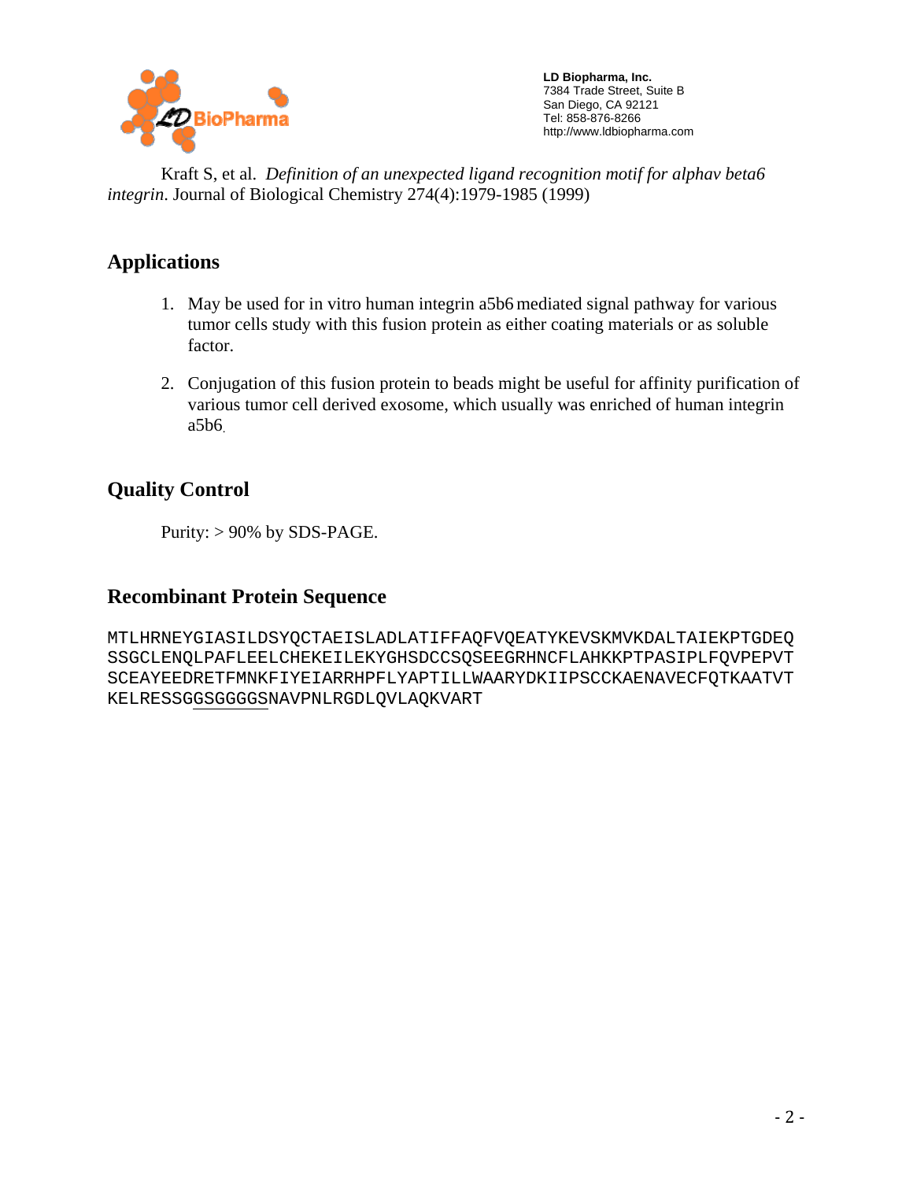**LD Biopharma, Inc.**
7384 Trade Street, Suite B
San Diego, CA 92121
Tel: 858-876-8266
http://www.ldbiopharma.com

Kraft S, et al. *Definition of an unexpected ligand recognition motif for alphav beta6 integrin*. Journal of Biological Chemistry 274(4):1979-1985 (1999)

## Applications

1. May be used for in vitro human integrin a5b6 mediated signal pathway for various tumor cells study with this fusion protein as either coating materials or as soluble factor.

2. Conjugation of this fusion protein to beads might be useful for affinity purification of various tumor cell derived exosome, which usually was enriched of human integrin a5b6.

## Quality Control

Purity: > 90% by SDS-PAGE.

## Recombinant Protein Sequence

```
MTLHRNEYGIASILDSYQCTAEISLADLATIFFAQFVQEATYKEVSKMVKDALTAIEKPTGDEQ
SSGCLENQLPAFLEELCHEKEILEKYGHSDCCSQSEEGRHNCFLAHKKPTPASIPLFQVPEPVT
SCEAYEEDRETFMNKFIYEIARRHPFLYAPTILLWAARYDKIIPSCCKAENAVECFQTKAATVT
KELRESSGGSGGGGSNAVPNLRGDLQVLAQKVART
```